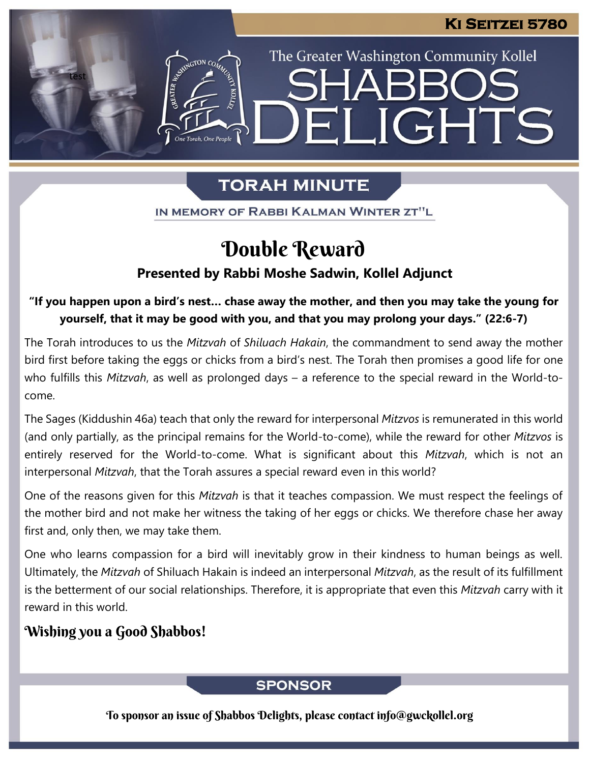# Ki Seitzei 5780

The Greater Washington Community Kollel

# Shabbos Delights

## TORAH MINUTE

IN MEMORY OF RABBI KALMAN WINTER ZT"L

## Double Reward

**Presented by Rabbi Moshe Sadwin, Kollel Adjunct**

**"If you happen upon a bird's nest… chase away the mother, and then you may take the young for yourself, that it may be good with you, and that you may prolong your days." (22:6-7)**

The Torah introduces to us the *Mitzvah* of *Shiluach Hakain*, the commandment to send away the mother bird first before taking the eggs or chicks from a bird's nest. The Torah then promises a good life for one who fulfills this *Mitzvah*, as well as prolonged days – a reference to the special reward in the World-to-come.

The Sages (Kiddushin 46a) teach that only the reward for interpersonal *Mitzvos* is remunerated in this world (and only partially, as the principal remains for the World-to-come), while the reward for other *Mitzvos* is entirely reserved for the World-to-come. What is significant about this *Mitzvah*, which is not an interpersonal *Mitzvah*, that the Torah assures a special reward even in this world?

One of the reasons given for this *Mitzvah* is that it teaches compassion. We must respect the feelings of the mother bird and not make her witness the taking of her eggs or chicks. We therefore chase her away first and, only then, we may take them.

One who learns compassion for a bird will inevitably grow in their kindness to human beings as well. Ultimately, the *Mitzvah* of Shiluach Hakain is indeed an interpersonal *Mitzvah*, as the result of its fulfillment is the betterment of our social relationships. Therefore, it is appropriate that even this *Mitzvah* carry with it reward in this world.

**Wishing you a Good Shabbos!**

## SPONSOR

To sponsor an issue of Shabbos Delights, please contact info@gwckollel.org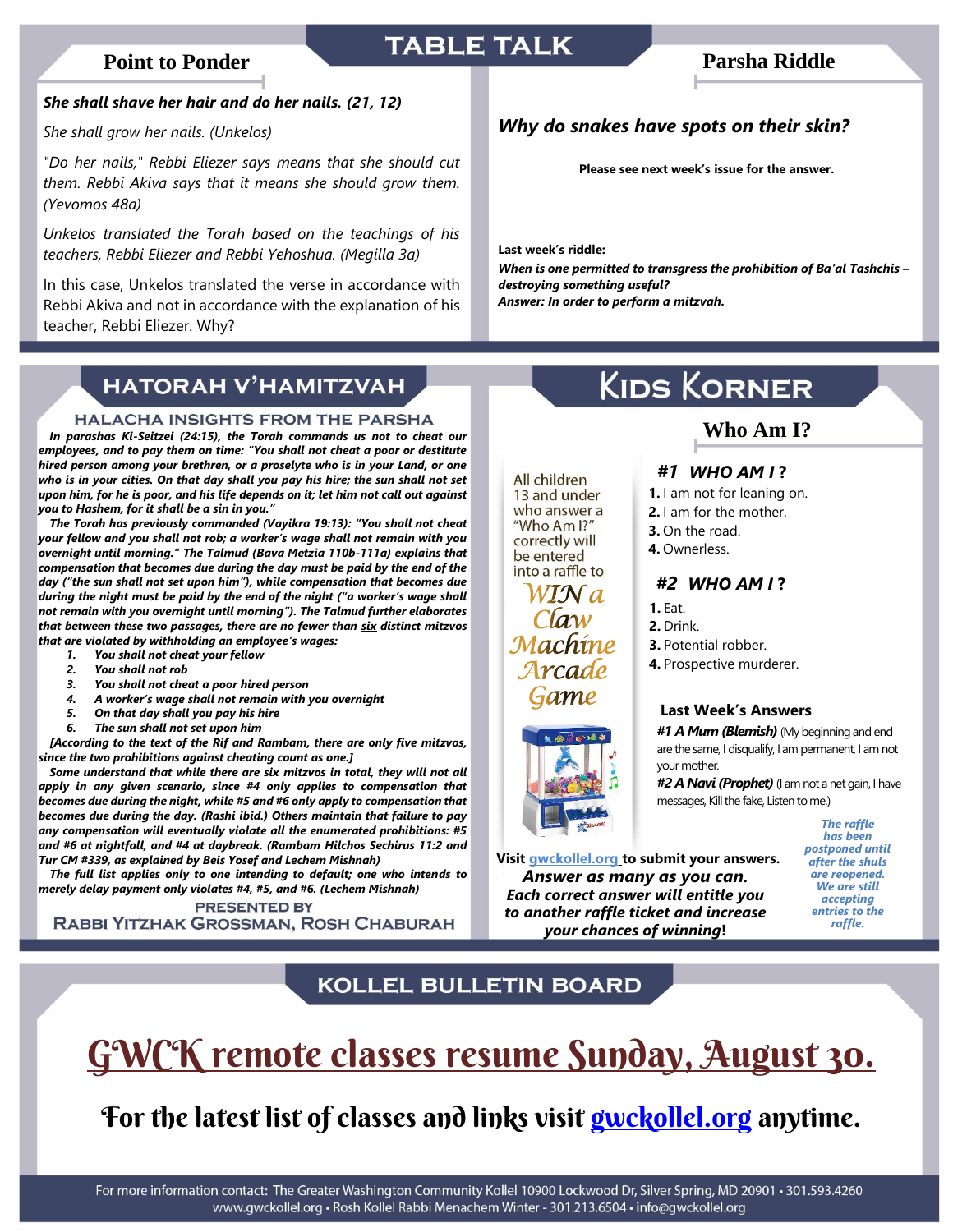# TABLE TALK

## Point to Ponder

***She shall shave her hair and do her nails. (21, 12)***

*She shall grow her nails. (Unkelos)*

*"Do her nails," Rebbi Eliezer says means that she should cut them. Rebbi Akiva says that it means she should grow them. (Yevomos 48a)*

*Unkelos translated the Torah based on the teachings of his teachers, Rebbi Eliezer and Rebbi Yehoshua. (Megilla 3a)*

In this case, Unkelos translated the verse in accordance with Rebbi Akiva and not in accordance with the explanation of his teacher, Rebbi Eliezer. Why?

## Parsha Riddle

***Why do snakes have spots on their skin?***

**Please see next week's issue for the answer.**

**Last week's riddle:**

***When is one permitted to transgress the prohibition of Ba'al Tashchis – destroying something useful?***

***Answer: In order to perform a mitzvah.***

# HATORAH V'HAMITZVAH

## HALACHA INSIGHTS FROM THE PARSHA

***In parashas Ki-Seitzei (24:15), the Torah commands us not to cheat our employees, and to pay them on time: "You shall not cheat a poor or destitute hired person among your brethren, or a proselyte who is in your Land, or one who is in your cities. On that day shall you pay his hire; the sun shall not set upon him, for he is poor, and his life depends on it; let him not call out against you to Hashem, for it shall be a sin in you."***

***The Torah has previously commanded (Vayikra 19:13): "You shall not cheat your fellow and you shall not rob; a worker's wage shall not remain with you overnight until morning." The Talmud (Bava Metzia 110b-111a) explains that compensation that becomes due during the day must be paid by the end of the day ("the sun shall not set upon him"), while compensation that becomes due during the night must be paid by the end of the night ("a worker's wage shall not remain with you overnight until morning"). The Talmud further elaborates that between these two passages, there are no fewer than six distinct mitzvos that are violated by withholding an employee's wages:***

1. ***You shall not cheat your fellow***
2. ***You shall not rob***
3. ***You shall not cheat a poor hired person***
4. ***A worker's wage shall not remain with you overnight***
5. ***On that day shall you pay his hire***
6. ***The sun shall not set upon him***

***[According to the text of the Rif and Rambam, there are only five mitzvos, since the two prohibitions against cheating count as one.]***

***Some understand that while there are six mitzvos in total, they will not all apply in any given scenario, since #4 only applies to compensation that becomes due during the night, while #5 and #6 only apply to compensation that becomes due during the day. (Rashi ibid.) Others maintain that failure to pay any compensation will eventually violate all the enumerated prohibitions: #5 and #6 at nightfall, and #4 at daybreak. (Rambam Hilchos Sechirus 11:2 and Tur CM #339, as explained by Beis Yosef and Lechem Mishnah)***

***The full list applies only to one intending to default; one who intends to merely delay payment only violates #4, #5, and #6. (Lechem Mishnah)***

PRESENTED BY
RABBI YITZHAK GROSSMAN, ROSH CHABURAH

# KIDS KORNER

## Who Am I?

All children 13 and under who answer a "Who Am I?" correctly will be entered into a raffle to WIN a Claw Machine Arcade Game

### *#1 WHO AM I ?*

1. I am not for leaning on.
2. I am for the mother.
3. On the road.
4. Ownerless.

### *#2 WHO AM I ?*

1. Eat.
2. Drink.
3. Potential robber.
4. Prospective murderer.

### Last Week's Answers

***#1 A Mum (Blemish)*** (My beginning and end are the same, I disqualify, I am permanent, I am not your mother.

***#2 A Navi (Prophet)*** (I am not a net gain, I have messages, Kill the fake, Listen to me.)

**Visit gwckollel.org to submit your answers.**
***Answer as many as you can. Each correct answer will entitle you to another raffle ticket and increase your chances of winning!***

*The raffle has been postponed until after the shuls are reopened. We are still accepting entries to the raffle.*

# KOLLEL BULLETIN BOARD

## GWCK remote classes resume Sunday, August 30.

For the latest list of classes and links visit gwckollel.org anytime.

For more information contact: The Greater Washington Community Kollel 10900 Lockwood Dr, Silver Spring, MD 20901 • 301.593.4260
www.gwckollel.org • Rosh Kollel Rabbi Menachem Winter - 301.213.6504 • info@gwckollel.org